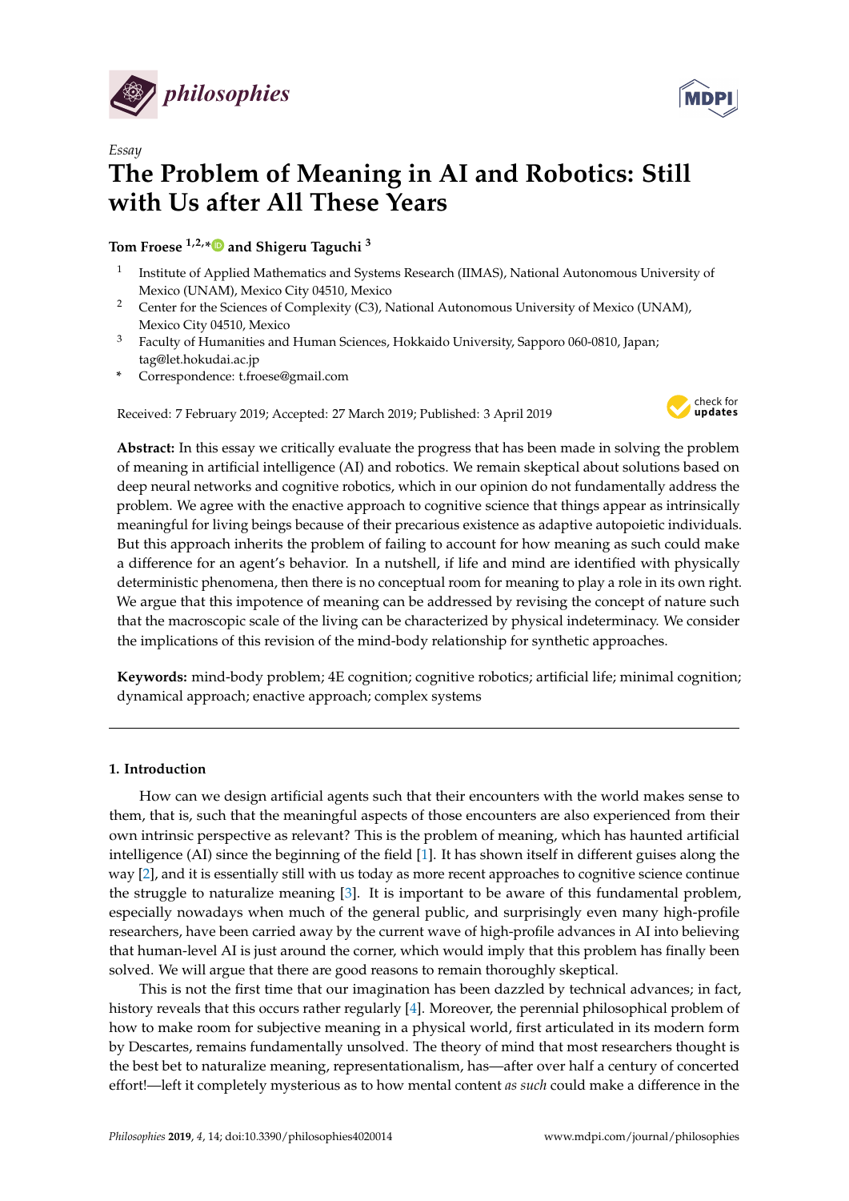*Essay*

# The Problem of Meaning in AI and Robotics: Still with Us after All These Years

**Tom Froese [1,2,*] and Shigeru Taguchi [3]**

1 Institute of Applied Mathematics and Systems Research (IIMAS), National Autonomous University of Mexico (UNAM), Mexico City 04510, Mexico
2 Center for the Sciences of Complexity (C3), National Autonomous University of Mexico (UNAM), Mexico City 04510, Mexico
3 Faculty of Humanities and Human Sciences, Hokkaido University, Sapporo 060-0810, Japan; tag@let.hokudai.ac.jp
* Correspondence: t.froese@gmail.com

Received: 7 February 2019; Accepted: 27 March 2019; Published: 3 April 2019

**Abstract:** In this essay we critically evaluate the progress that has been made in solving the problem of meaning in artificial intelligence (AI) and robotics. We remain skeptical about solutions based on deep neural networks and cognitive robotics, which in our opinion do not fundamentally address the problem. We agree with the enactive approach to cognitive science that things appear as intrinsically meaningful for living beings because of their precarious existence as adaptive autopoietic individuals. But this approach inherits the problem of failing to account for how meaning as such could make a difference for an agent's behavior. In a nutshell, if life and mind are identified with physically deterministic phenomena, then there is no conceptual room for meaning to play a role in its own right. We argue that this impotence of meaning can be addressed by revising the concept of nature such that the macroscopic scale of the living can be characterized by physical indeterminacy. We consider the implications of this revision of the mind-body relationship for synthetic approaches.

**Keywords:** mind-body problem; 4E cognition; cognitive robotics; artificial life; minimal cognition; dynamical approach; enactive approach; complex systems

## 1. Introduction

How can we design artificial agents such that their encounters with the world makes sense to them, that is, such that the meaningful aspects of those encounters are also experienced from their own intrinsic perspective as relevant? This is the problem of meaning, which has haunted artificial intelligence (AI) since the beginning of the field [1]. It has shown itself in different guises along the way [2], and it is essentially still with us today as more recent approaches to cognitive science continue the struggle to naturalize meaning [3]. It is important to be aware of this fundamental problem, especially nowadays when much of the general public, and surprisingly even many high-profile researchers, have been carried away by the current wave of high-profile advances in AI into believing that human-level AI is just around the corner, which would imply that this problem has finally been solved. We will argue that there are good reasons to remain thoroughly skeptical.

This is not the first time that our imagination has been dazzled by technical advances; in fact, history reveals that this occurs rather regularly [4]. Moreover, the perennial philosophical problem of how to make room for subjective meaning in a physical world, first articulated in its modern form by Descartes, remains fundamentally unsolved. The theory of mind that most researchers thought is the best bet to naturalize meaning, representationalism, has—after over half a century of concerted effort!—left it completely mysterious as to how mental content *as such* could make a difference in the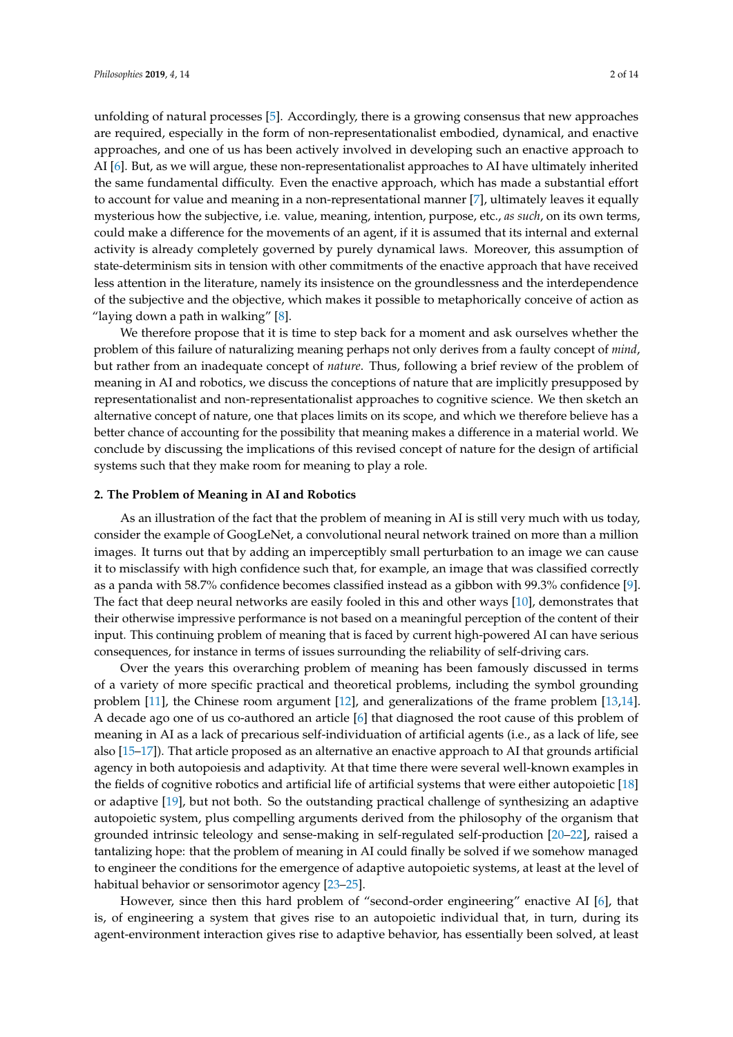unfolding of natural processes [5]. Accordingly, there is a growing consensus that new approaches are required, especially in the form of non-representationalist embodied, dynamical, and enactive approaches, and one of us has been actively involved in developing such an enactive approach to AI [6]. But, as we will argue, these non-representationalist approaches to AI have ultimately inherited the same fundamental difficulty. Even the enactive approach, which has made a substantial effort to account for value and meaning in a non-representational manner [7], ultimately leaves it equally mysterious how the subjective, i.e. value, meaning, intention, purpose, etc., *as such*, on its own terms, could make a difference for the movements of an agent, if it is assumed that its internal and external activity is already completely governed by purely dynamical laws. Moreover, this assumption of state-determinism sits in tension with other commitments of the enactive approach that have received less attention in the literature, namely its insistence on the groundlessness and the interdependence of the subjective and the objective, which makes it possible to metaphorically conceive of action as "laying down a path in walking" [8].

We therefore propose that it is time to step back for a moment and ask ourselves whether the problem of this failure of naturalizing meaning perhaps not only derives from a faulty concept of *mind*, but rather from an inadequate concept of *nature*. Thus, following a brief review of the problem of meaning in AI and robotics, we discuss the conceptions of nature that are implicitly presupposed by representationalist and non-representationalist approaches to cognitive science. We then sketch an alternative concept of nature, one that places limits on its scope, and which we therefore believe has a better chance of accounting for the possibility that meaning makes a difference in a material world. We conclude by discussing the implications of this revised concept of nature for the design of artificial systems such that they make room for meaning to play a role.

## 2. The Problem of Meaning in AI and Robotics

As an illustration of the fact that the problem of meaning in AI is still very much with us today, consider the example of GoogLeNet, a convolutional neural network trained on more than a million images. It turns out that by adding an imperceptibly small perturbation to an image we can cause it to misclassify with high confidence such that, for example, an image that was classified correctly as a panda with 58.7% confidence becomes classified instead as a gibbon with 99.3% confidence [9]. The fact that deep neural networks are easily fooled in this and other ways [10], demonstrates that their otherwise impressive performance is not based on a meaningful perception of the content of their input. This continuing problem of meaning that is faced by current high-powered AI can have serious consequences, for instance in terms of issues surrounding the reliability of self-driving cars.

Over the years this overarching problem of meaning has been famously discussed in terms of a variety of more specific practical and theoretical problems, including the symbol grounding problem [11], the Chinese room argument [12], and generalizations of the frame problem [13,14]. A decade ago one of us co-authored an article [6] that diagnosed the root cause of this problem of meaning in AI as a lack of precarious self-individuation of artificial agents (i.e., as a lack of life, see also [15–17]). That article proposed as an alternative an enactive approach to AI that grounds artificial agency in both autopoiesis and adaptivity. At that time there were several well-known examples in the fields of cognitive robotics and artificial life of artificial systems that were either autopoietic [18] or adaptive [19], but not both. So the outstanding practical challenge of synthesizing an adaptive autopoietic system, plus compelling arguments derived from the philosophy of the organism that grounded intrinsic teleology and sense-making in self-regulated self-production [20–22], raised a tantalizing hope: that the problem of meaning in AI could finally be solved if we somehow managed to engineer the conditions for the emergence of adaptive autopoietic systems, at least at the level of habitual behavior or sensorimotor agency [23–25].

However, since then this hard problem of "second-order engineering" enactive AI [6], that is, of engineering a system that gives rise to an autopoietic individual that, in turn, during its agent-environment interaction gives rise to adaptive behavior, has essentially been solved, at least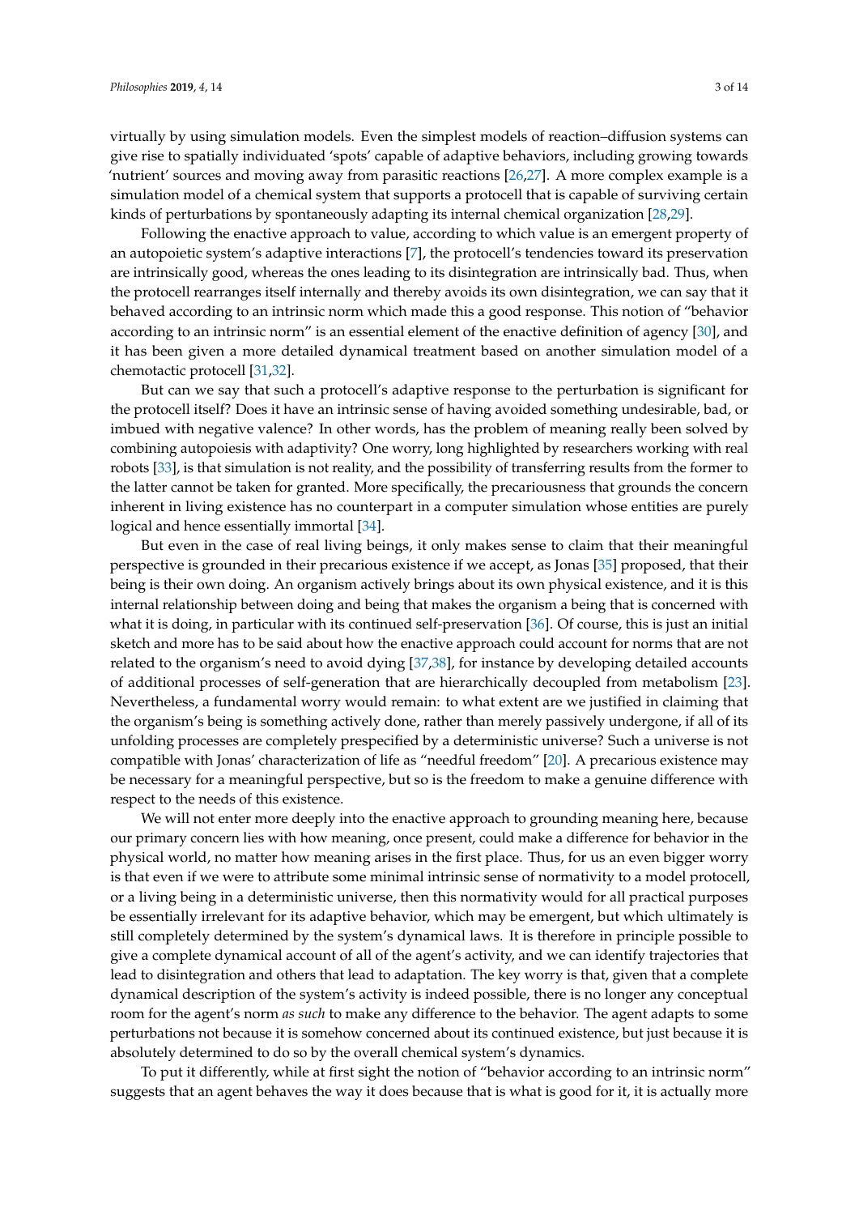virtually by using simulation models. Even the simplest models of reaction–diffusion systems can give rise to spatially individuated 'spots' capable of adaptive behaviors, including growing towards 'nutrient' sources and moving away from parasitic reactions [26,27]. A more complex example is a simulation model of a chemical system that supports a protocell that is capable of surviving certain kinds of perturbations by spontaneously adapting its internal chemical organization [28,29].

Following the enactive approach to value, according to which value is an emergent property of an autopoietic system's adaptive interactions [7], the protocell's tendencies toward its preservation are intrinsically good, whereas the ones leading to its disintegration are intrinsically bad. Thus, when the protocell rearranges itself internally and thereby avoids its own disintegration, we can say that it behaved according to an intrinsic norm which made this a good response. This notion of "behavior according to an intrinsic norm" is an essential element of the enactive definition of agency [30], and it has been given a more detailed dynamical treatment based on another simulation model of a chemotactic protocell [31,32].

But can we say that such a protocell's adaptive response to the perturbation is significant for the protocell itself? Does it have an intrinsic sense of having avoided something undesirable, bad, or imbued with negative valence? In other words, has the problem of meaning really been solved by combining autopoiesis with adaptivity? One worry, long highlighted by researchers working with real robots [33], is that simulation is not reality, and the possibility of transferring results from the former to the latter cannot be taken for granted. More specifically, the precariousness that grounds the concern inherent in living existence has no counterpart in a computer simulation whose entities are purely logical and hence essentially immortal [34].

But even in the case of real living beings, it only makes sense to claim that their meaningful perspective is grounded in their precarious existence if we accept, as Jonas [35] proposed, that their being is their own doing. An organism actively brings about its own physical existence, and it is this internal relationship between doing and being that makes the organism a being that is concerned with what it is doing, in particular with its continued self-preservation [36]. Of course, this is just an initial sketch and more has to be said about how the enactive approach could account for norms that are not related to the organism's need to avoid dying [37,38], for instance by developing detailed accounts of additional processes of self-generation that are hierarchically decoupled from metabolism [23]. Nevertheless, a fundamental worry would remain: to what extent are we justified in claiming that the organism's being is something actively done, rather than merely passively undergone, if all of its unfolding processes are completely prespecified by a deterministic universe? Such a universe is not compatible with Jonas' characterization of life as "needful freedom" [20]. A precarious existence may be necessary for a meaningful perspective, but so is the freedom to make a genuine difference with respect to the needs of this existence.

We will not enter more deeply into the enactive approach to grounding meaning here, because our primary concern lies with how meaning, once present, could make a difference for behavior in the physical world, no matter how meaning arises in the first place. Thus, for us an even bigger worry is that even if we were to attribute some minimal intrinsic sense of normativity to a model protocell, or a living being in a deterministic universe, then this normativity would for all practical purposes be essentially irrelevant for its adaptive behavior, which may be emergent, but which ultimately is still completely determined by the system's dynamical laws. It is therefore in principle possible to give a complete dynamical account of all of the agent's activity, and we can identify trajectories that lead to disintegration and others that lead to adaptation. The key worry is that, given that a complete dynamical description of the system's activity is indeed possible, there is no longer any conceptual room for the agent's norm *as such* to make any difference to the behavior. The agent adapts to some perturbations not because it is somehow concerned about its continued existence, but just because it is absolutely determined to do so by the overall chemical system's dynamics.

To put it differently, while at first sight the notion of "behavior according to an intrinsic norm" suggests that an agent behaves the way it does because that is what is good for it, it is actually more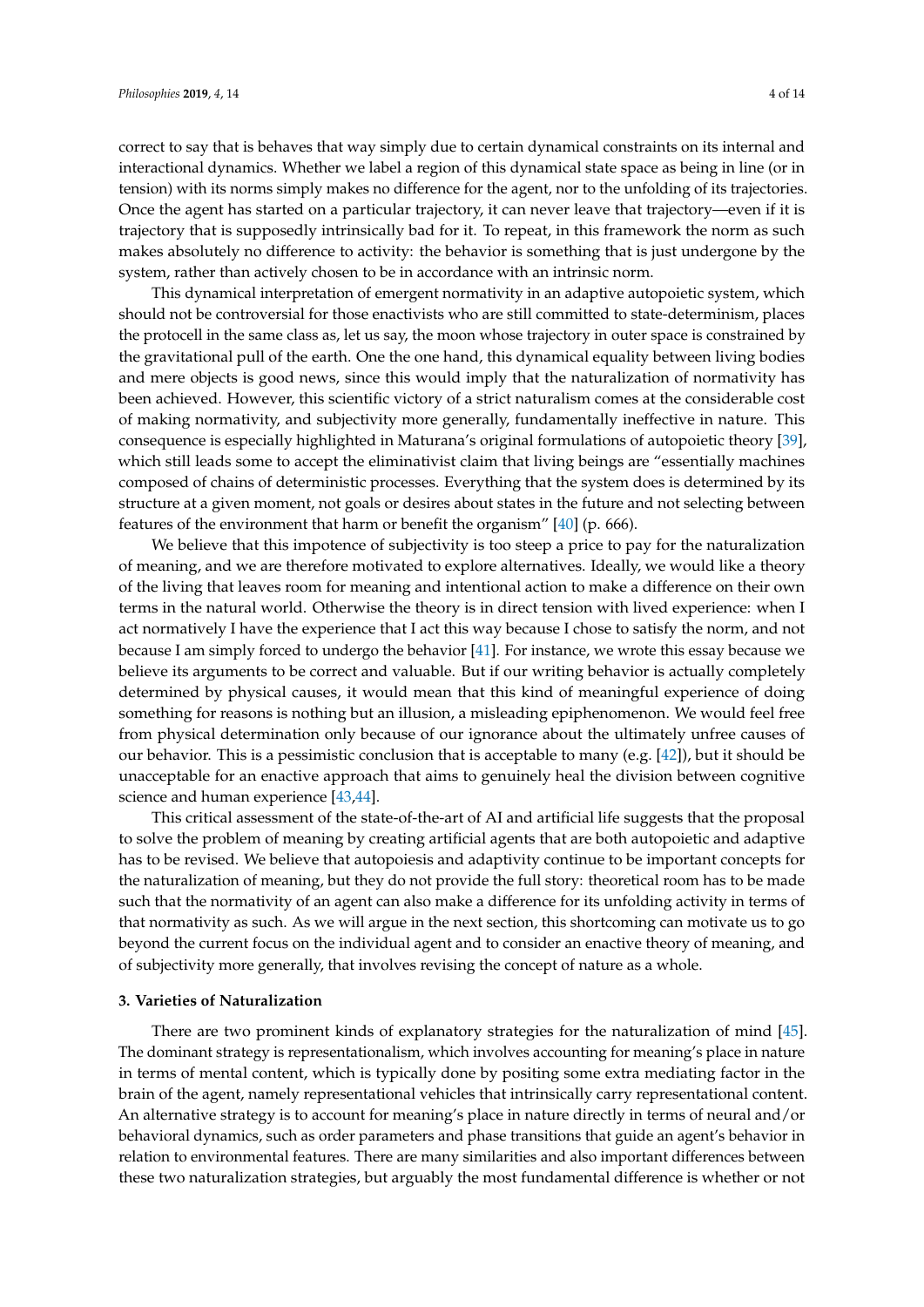correct to say that is behaves that way simply due to certain dynamical constraints on its internal and interactional dynamics. Whether we label a region of this dynamical state space as being in line (or in tension) with its norms simply makes no difference for the agent, nor to the unfolding of its trajectories. Once the agent has started on a particular trajectory, it can never leave that trajectory—even if it is trajectory that is supposedly intrinsically bad for it. To repeat, in this framework the norm as such makes absolutely no difference to activity: the behavior is something that is just undergone by the system, rather than actively chosen to be in accordance with an intrinsic norm.

This dynamical interpretation of emergent normativity in an adaptive autopoietic system, which should not be controversial for those enactivists who are still committed to state-determinism, places the protocell in the same class as, let us say, the moon whose trajectory in outer space is constrained by the gravitational pull of the earth. One the one hand, this dynamical equality between living bodies and mere objects is good news, since this would imply that the naturalization of normativity has been achieved. However, this scientific victory of a strict naturalism comes at the considerable cost of making normativity, and subjectivity more generally, fundamentally ineffective in nature. This consequence is especially highlighted in Maturana's original formulations of autopoietic theory [39], which still leads some to accept the eliminativist claim that living beings are "essentially machines composed of chains of deterministic processes. Everything that the system does is determined by its structure at a given moment, not goals or desires about states in the future and not selecting between features of the environment that harm or benefit the organism" [40] (p. 666).

We believe that this impotence of subjectivity is too steep a price to pay for the naturalization of meaning, and we are therefore motivated to explore alternatives. Ideally, we would like a theory of the living that leaves room for meaning and intentional action to make a difference on their own terms in the natural world. Otherwise the theory is in direct tension with lived experience: when I act normatively I have the experience that I act this way because I chose to satisfy the norm, and not because I am simply forced to undergo the behavior [41]. For instance, we wrote this essay because we believe its arguments to be correct and valuable. But if our writing behavior is actually completely determined by physical causes, it would mean that this kind of meaningful experience of doing something for reasons is nothing but an illusion, a misleading epiphenomenon. We would feel free from physical determination only because of our ignorance about the ultimately unfree causes of our behavior. This is a pessimistic conclusion that is acceptable to many (e.g. [42]), but it should be unacceptable for an enactive approach that aims to genuinely heal the division between cognitive science and human experience [43,44].

This critical assessment of the state-of-the-art of AI and artificial life suggests that the proposal to solve the problem of meaning by creating artificial agents that are both autopoietic and adaptive has to be revised. We believe that autopoiesis and adaptivity continue to be important concepts for the naturalization of meaning, but they do not provide the full story: theoretical room has to be made such that the normativity of an agent can also make a difference for its unfolding activity in terms of that normativity as such. As we will argue in the next section, this shortcoming can motivate us to go beyond the current focus on the individual agent and to consider an enactive theory of meaning, and of subjectivity more generally, that involves revising the concept of nature as a whole.

### 3. Varieties of Naturalization

There are two prominent kinds of explanatory strategies for the naturalization of mind [45]. The dominant strategy is representationalism, which involves accounting for meaning's place in nature in terms of mental content, which is typically done by positing some extra mediating factor in the brain of the agent, namely representational vehicles that intrinsically carry representational content. An alternative strategy is to account for meaning's place in nature directly in terms of neural and/or behavioral dynamics, such as order parameters and phase transitions that guide an agent's behavior in relation to environmental features. There are many similarities and also important differences between these two naturalization strategies, but arguably the most fundamental difference is whether or not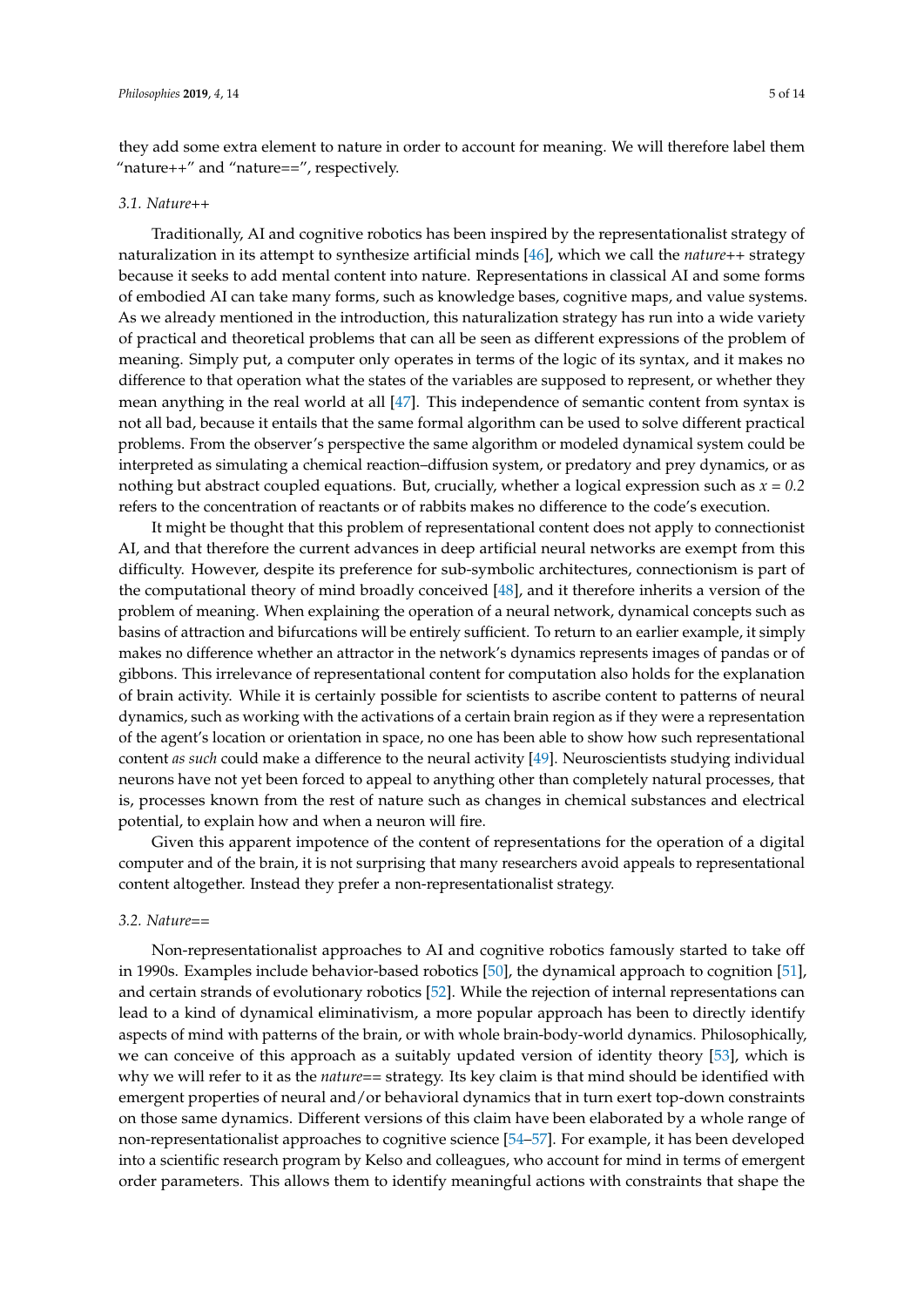they add some extra element to nature in order to account for meaning. We will therefore label them "nature++" and "nature==", respectively.

### 3.1. Nature++

Traditionally, AI and cognitive robotics has been inspired by the representationalist strategy of naturalization in its attempt to synthesize artificial minds [46], which we call the *nature++* strategy because it seeks to add mental content into nature. Representations in classical AI and some forms of embodied AI can take many forms, such as knowledge bases, cognitive maps, and value systems. As we already mentioned in the introduction, this naturalization strategy has run into a wide variety of practical and theoretical problems that can all be seen as different expressions of the problem of meaning. Simply put, a computer only operates in terms of the logic of its syntax, and it makes no difference to that operation what the states of the variables are supposed to represent, or whether they mean anything in the real world at all [47]. This independence of semantic content from syntax is not all bad, because it entails that the same formal algorithm can be used to solve different practical problems. From the observer's perspective the same algorithm or modeled dynamical system could be interpreted as simulating a chemical reaction–diffusion system, or predatory and prey dynamics, or as nothing but abstract coupled equations. But, crucially, whether a logical expression such as $x = 0.2$ refers to the concentration of reactants or of rabbits makes no difference to the code's execution.

It might be thought that this problem of representational content does not apply to connectionist AI, and that therefore the current advances in deep artificial neural networks are exempt from this difficulty. However, despite its preference for sub-symbolic architectures, connectionism is part of the computational theory of mind broadly conceived [48], and it therefore inherits a version of the problem of meaning. When explaining the operation of a neural network, dynamical concepts such as basins of attraction and bifurcations will be entirely sufficient. To return to an earlier example, it simply makes no difference whether an attractor in the network's dynamics represents images of pandas or of gibbons. This irrelevance of representational content for computation also holds for the explanation of brain activity. While it is certainly possible for scientists to ascribe content to patterns of neural dynamics, such as working with the activations of a certain brain region as if they were a representation of the agent's location or orientation in space, no one has been able to show how such representational content *as such* could make a difference to the neural activity [49]. Neuroscientists studying individual neurons have not yet been forced to appeal to anything other than completely natural processes, that is, processes known from the rest of nature such as changes in chemical substances and electrical potential, to explain how and when a neuron will fire.

Given this apparent impotence of the content of representations for the operation of a digital computer and of the brain, it is not surprising that many researchers avoid appeals to representational content altogether. Instead they prefer a non-representationalist strategy.

### 3.2. Nature==

Non-representationalist approaches to AI and cognitive robotics famously started to take off in 1990s. Examples include behavior-based robotics [50], the dynamical approach to cognition [51], and certain strands of evolutionary robotics [52]. While the rejection of internal representations can lead to a kind of dynamical eliminativism, a more popular approach has been to directly identify aspects of mind with patterns of the brain, or with whole brain-body-world dynamics. Philosophically, we can conceive of this approach as a suitably updated version of identity theory [53], which is why we will refer to it as the *nature==* strategy. Its key claim is that mind should be identified with emergent properties of neural and/or behavioral dynamics that in turn exert top-down constraints on those same dynamics. Different versions of this claim have been elaborated by a whole range of non-representationalist approaches to cognitive science [54–57]. For example, it has been developed into a scientific research program by Kelso and colleagues, who account for mind in terms of emergent order parameters. This allows them to identify meaningful actions with constraints that shape the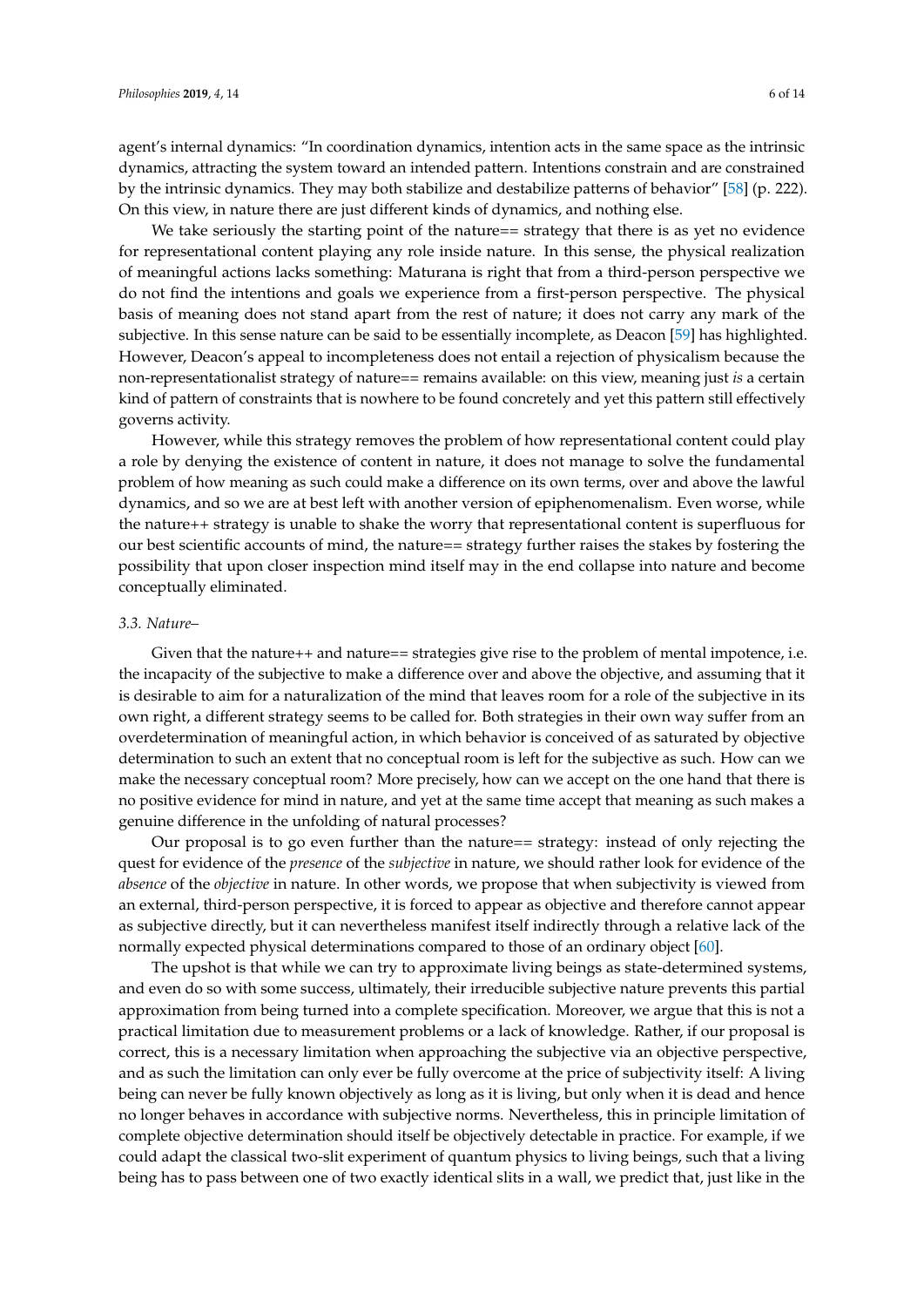agent's internal dynamics: "In coordination dynamics, intention acts in the same space as the intrinsic dynamics, attracting the system toward an intended pattern. Intentions constrain and are constrained by the intrinsic dynamics. They may both stabilize and destabilize patterns of behavior" [58] (p. 222). On this view, in nature there are just different kinds of dynamics, and nothing else.

We take seriously the starting point of the nature== strategy that there is as yet no evidence for representational content playing any role inside nature. In this sense, the physical realization of meaningful actions lacks something: Maturana is right that from a third-person perspective we do not find the intentions and goals we experience from a first-person perspective. The physical basis of meaning does not stand apart from the rest of nature; it does not carry any mark of the subjective. In this sense nature can be said to be essentially incomplete, as Deacon [59] has highlighted. However, Deacon's appeal to incompleteness does not entail a rejection of physicalism because the non-representationalist strategy of nature== remains available: on this view, meaning just *is* a certain kind of pattern of constraints that is nowhere to be found concretely and yet this pattern still effectively governs activity.

However, while this strategy removes the problem of how representational content could play a role by denying the existence of content in nature, it does not manage to solve the fundamental problem of how meaning as such could make a difference on its own terms, over and above the lawful dynamics, and so we are at best left with another version of epiphenomenalism. Even worse, while the nature++ strategy is unable to shake the worry that representational content is superfluous for our best scientific accounts of mind, the nature== strategy further raises the stakes by fostering the possibility that upon closer inspection mind itself may in the end collapse into nature and become conceptually eliminated.

### *3.3. Nature–*

Given that the nature++ and nature== strategies give rise to the problem of mental impotence, i.e., the incapacity of the subjective to make a difference over and above the objective, and assuming that it is desirable to aim for a naturalization of the mind that leaves room for a role of the subjective in its own right, a different strategy seems to be called for. Both strategies in their own way suffer from an overdetermination of meaningful action, in which behavior is conceived of as saturated by objective determination to such an extent that no conceptual room is left for the subjective as such. How can we make the necessary conceptual room? More precisely, how can we accept on the one hand that there is no positive evidence for mind in nature, and yet at the same time accept that meaning as such makes a genuine difference in the unfolding of natural processes?

Our proposal is to go even further than the nature== strategy: instead of only rejecting the quest for evidence of the *presence* of the *subjective* in nature, we should rather look for evidence of the *absence* of the *objective* in nature. In other words, we propose that when subjectivity is viewed from an external, third-person perspective, it is forced to appear as objective and therefore cannot appear as subjective directly, but it can nevertheless manifest itself indirectly through a relative lack of the normally expected physical determinations compared to those of an ordinary object [60].

The upshot is that while we can try to approximate living beings as state-determined systems, and even do so with some success, ultimately, their irreducible subjective nature prevents this partial approximation from being turned into a complete specification. Moreover, we argue that this is not a practical limitation due to measurement problems or a lack of knowledge. Rather, if our proposal is correct, this is a necessary limitation when approaching the subjective via an objective perspective, and as such the limitation can only ever be fully overcome at the price of subjectivity itself: A living being can never be fully known objectively as long as it is living, but only when it is dead and hence no longer behaves in accordance with subjective norms. Nevertheless, this in principle limitation of complete objective determination should itself be objectively detectable in practice. For example, if we could adapt the classical two-slit experiment of quantum physics to living beings, such that a living being has to pass between one of two exactly identical slits in a wall, we predict that, just like in the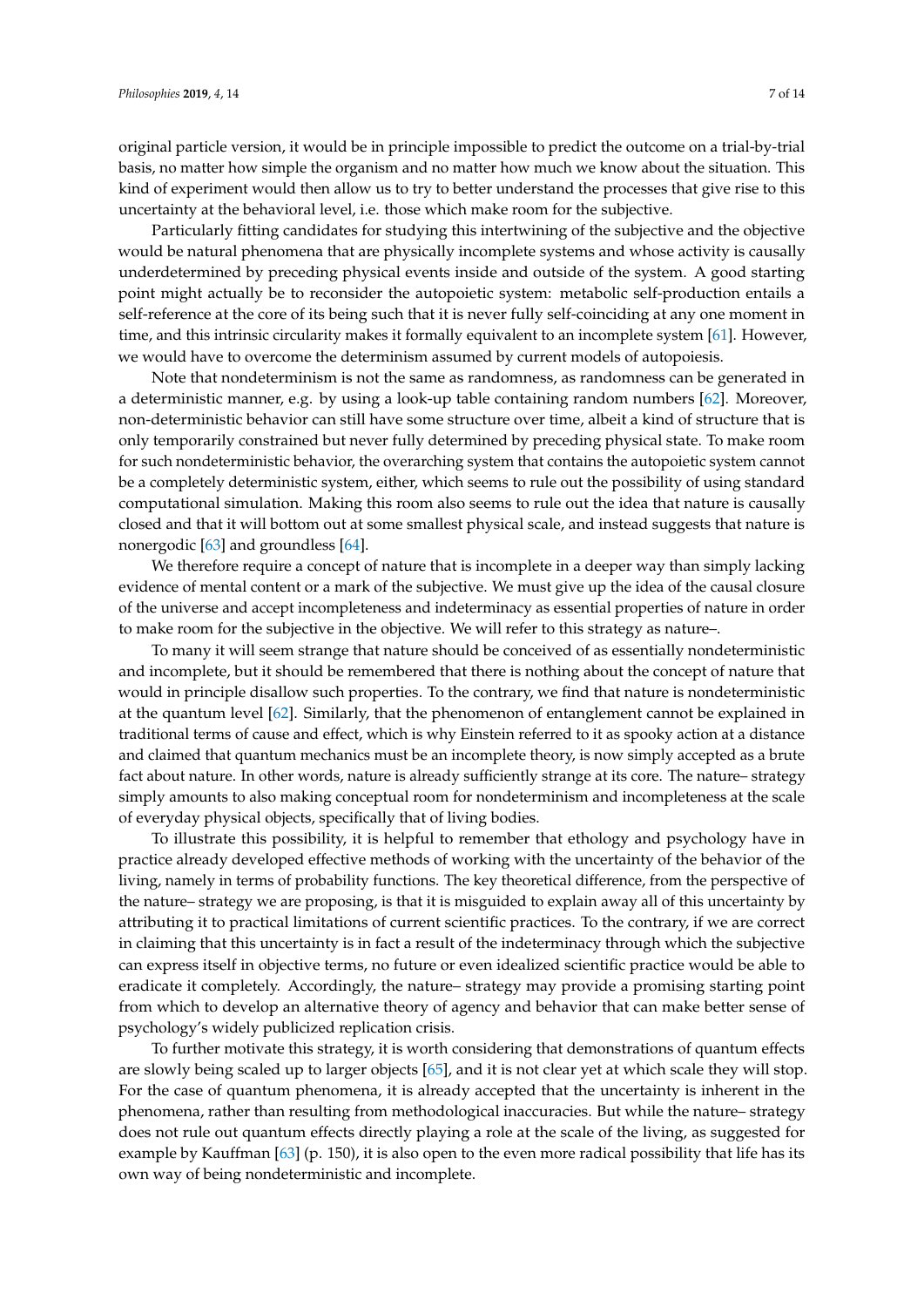original particle version, it would be in principle impossible to predict the outcome on a trial-by-trial basis, no matter how simple the organism and no matter how much we know about the situation. This kind of experiment would then allow us to try to better understand the processes that give rise to this uncertainty at the behavioral level, i.e. those which make room for the subjective.

Particularly fitting candidates for studying this intertwining of the subjective and the objective would be natural phenomena that are physically incomplete systems and whose activity is causally underdetermined by preceding physical events inside and outside of the system. A good starting point might actually be to reconsider the autopoietic system: metabolic self-production entails a self-reference at the core of its being such that it is never fully self-coinciding at any one moment in time, and this intrinsic circularity makes it formally equivalent to an incomplete system [61]. However, we would have to overcome the determinism assumed by current models of autopoiesis.

Note that nondeterminism is not the same as randomness, as randomness can be generated in a deterministic manner, e.g. by using a look-up table containing random numbers [62]. Moreover, non-deterministic behavior can still have some structure over time, albeit a kind of structure that is only temporarily constrained but never fully determined by preceding physical state. To make room for such nondeterministic behavior, the overarching system that contains the autopoietic system cannot be a completely deterministic system, either, which seems to rule out the possibility of using standard computational simulation. Making this room also seems to rule out the idea that nature is causally closed and that it will bottom out at some smallest physical scale, and instead suggests that nature is nonergodic [63] and groundless [64].

We therefore require a concept of nature that is incomplete in a deeper way than simply lacking evidence of mental content or a mark of the subjective. We must give up the idea of the causal closure of the universe and accept incompleteness and indeterminacy as essential properties of nature in order to make room for the subjective in the objective. We will refer to this strategy as nature–.

To many it will seem strange that nature should be conceived of as essentially nondeterministic and incomplete, but it should be remembered that there is nothing about the concept of nature that would in principle disallow such properties. To the contrary, we find that nature is nondeterministic at the quantum level [62]. Similarly, that the phenomenon of entanglement cannot be explained in traditional terms of cause and effect, which is why Einstein referred to it as spooky action at a distance and claimed that quantum mechanics must be an incomplete theory, is now simply accepted as a brute fact about nature. In other words, nature is already sufficiently strange at its core. The nature– strategy simply amounts to also making conceptual room for nondeterminism and incompleteness at the scale of everyday physical objects, specifically that of living bodies.

To illustrate this possibility, it is helpful to remember that ethology and psychology have in practice already developed effective methods of working with the uncertainty of the behavior of the living, namely in terms of probability functions. The key theoretical difference, from the perspective of the nature– strategy we are proposing, is that it is misguided to explain away all of this uncertainty by attributing it to practical limitations of current scientific practices. To the contrary, if we are correct in claiming that this uncertainty is in fact a result of the indeterminacy through which the subjective can express itself in objective terms, no future or even idealized scientific practice would be able to eradicate it completely. Accordingly, the nature– strategy may provide a promising starting point from which to develop an alternative theory of agency and behavior that can make better sense of psychology's widely publicized replication crisis.

To further motivate this strategy, it is worth considering that demonstrations of quantum effects are slowly being scaled up to larger objects [65], and it is not clear yet at which scale they will stop. For the case of quantum phenomena, it is already accepted that the uncertainty is inherent in the phenomena, rather than resulting from methodological inaccuracies. But while the nature– strategy does not rule out quantum effects directly playing a role at the scale of the living, as suggested for example by Kauffman [63] (p. 150), it is also open to the even more radical possibility that life has its own way of being nondeterministic and incomplete.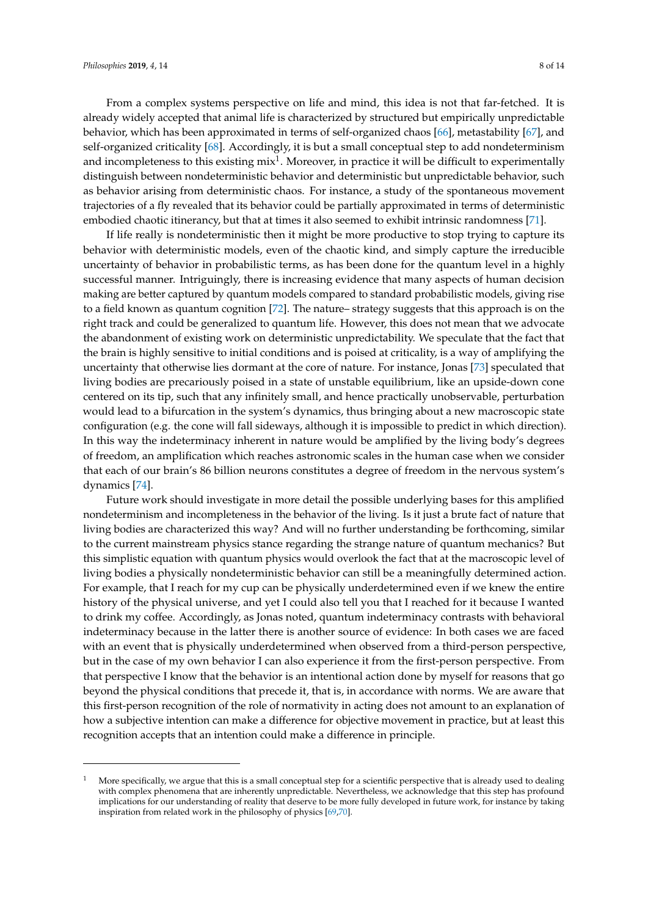From a complex systems perspective on life and mind, this idea is not that far-fetched. It is already widely accepted that animal life is characterized by structured but empirically unpredictable behavior, which has been approximated in terms of self-organized chaos [66], metastability [67], and self-organized criticality [68]. Accordingly, it is but a small conceptual step to add nondeterminism and incompleteness to this existing mix[1]. Moreover, in practice it will be difficult to experimentally distinguish between nondeterministic behavior and deterministic but unpredictable behavior, such as behavior arising from deterministic chaos. For instance, a study of the spontaneous movement trajectories of a fly revealed that its behavior could be partially approximated in terms of deterministic embodied chaotic itinerancy, but that at times it also seemed to exhibit intrinsic randomness [71].

If life really is nondeterministic then it might be more productive to stop trying to capture its behavior with deterministic models, even of the chaotic kind, and simply capture the irreducible uncertainty of behavior in probabilistic terms, as has been done for the quantum level in a highly successful manner. Intriguingly, there is increasing evidence that many aspects of human decision making are better captured by quantum models compared to standard probabilistic models, giving rise to a field known as quantum cognition [72]. The nature– strategy suggests that this approach is on the right track and could be generalized to quantum life. However, this does not mean that we advocate the abandonment of existing work on deterministic unpredictability. We speculate that the fact that the brain is highly sensitive to initial conditions and is poised at criticality, is a way of amplifying the uncertainty that otherwise lies dormant at the core of nature. For instance, Jonas [73] speculated that living bodies are precariously poised in a state of unstable equilibrium, like an upside-down cone centered on its tip, such that any infinitely small, and hence practically unobservable, perturbation would lead to a bifurcation in the system's dynamics, thus bringing about a new macroscopic state configuration (e.g. the cone will fall sideways, although it is impossible to predict in which direction). In this way the indeterminacy inherent in nature would be amplified by the living body's degrees of freedom, an amplification which reaches astronomic scales in the human case when we consider that each of our brain's 86 billion neurons constitutes a degree of freedom in the nervous system's dynamics [74].

Future work should investigate in more detail the possible underlying bases for this amplified nondeterminism and incompleteness in the behavior of the living. Is it just a brute fact of nature that living bodies are characterized this way? And will no further understanding be forthcoming, similar to the current mainstream physics stance regarding the strange nature of quantum mechanics? But this simplistic equation with quantum physics would overlook the fact that at the macroscopic level of living bodies a physically nondeterministic behavior can still be a meaningfully determined action. For example, that I reach for my cup can be physically underdetermined even if we knew the entire history of the physical universe, and yet I could also tell you that I reached for it because I wanted to drink my coffee. Accordingly, as Jonas noted, quantum indeterminacy contrasts with behavioral indeterminacy because in the latter there is another source of evidence: In both cases we are faced with an event that is physically underdetermined when observed from a third-person perspective, but in the case of my own behavior I can also experience it from the first-person perspective. From that perspective I know that the behavior is an intentional action done by myself for reasons that go beyond the physical conditions that precede it, that is, in accordance with norms. We are aware that this first-person recognition of the role of normativity in acting does not amount to an explanation of how a subjective intention can make a difference for objective movement in practice, but at least this recognition accepts that an intention could make a difference in principle.

---

[1] More specifically, we argue that this is a small conceptual step for a scientific perspective that is already used to dealing with complex phenomena that are inherently unpredictable. Nevertheless, we acknowledge that this step has profound implications for our understanding of reality that deserve to be more fully developed in future work, for instance by taking inspiration from related work in the philosophy of physics [69,70].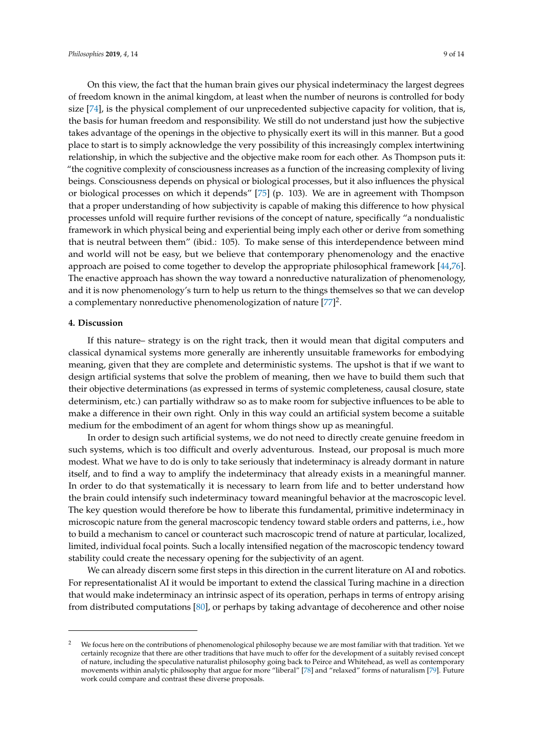On this view, the fact that the human brain gives our physical indeterminacy the largest degrees of freedom known in the animal kingdom, at least when the number of neurons is controlled for body size [74], is the physical complement of our unprecedented subjective capacity for volition, that is, the basis for human freedom and responsibility. We still do not understand just how the subjective takes advantage of the openings in the objective to physically exert its will in this manner. But a good place to start is to simply acknowledge the very possibility of this increasingly complex intertwining relationship, in which the subjective and the objective make room for each other. As Thompson puts it: "the cognitive complexity of consciousness increases as a function of the increasing complexity of living beings. Consciousness depends on physical or biological processes, but it also influences the physical or biological processes on which it depends" [75] (p. 103). We are in agreement with Thompson that a proper understanding of how subjectivity is capable of making this difference to how physical processes unfold will require further revisions of the concept of nature, specifically "a nondualistic framework in which physical being and experiential being imply each other or derive from something that is neutral between them" (ibid.: 105). To make sense of this interdependence between mind and world will not be easy, but we believe that contemporary phenomenology and the enactive approach are poised to come together to develop the appropriate philosophical framework [44,76]. The enactive approach has shown the way toward a nonreductive naturalization of phenomenology, and it is now phenomenology's turn to help us return to the things themselves so that we can develop a complementary nonreductive phenomenologization of nature [77][2].

## 4. Discussion

If this nature– strategy is on the right track, then it would mean that digital computers and classical dynamical systems more generally are inherently unsuitable frameworks for embodying meaning, given that they are complete and deterministic systems. The upshot is that if we want to design artificial systems that solve the problem of meaning, then we have to build them such that their objective determinations (as expressed in terms of systemic completeness, causal closure, state determinism, etc.) can partially withdraw so as to make room for subjective influences to be able to make a difference in their own right. Only in this way could an artificial system become a suitable medium for the embodiment of an agent for whom things show up as meaningful.

In order to design such artificial systems, we do not need to directly create genuine freedom in such systems, which is too difficult and overly adventurous. Instead, our proposal is much more modest. What we have to do is only to take seriously that indeterminacy is already dormant in nature itself, and to find a way to amplify the indeterminacy that already exists in a meaningful manner. In order to do that systematically it is necessary to learn from life and to better understand how the brain could intensify such indeterminacy toward meaningful behavior at the macroscopic level. The key question would therefore be how to liberate this fundamental, primitive indeterminacy in microscopic nature from the general macroscopic tendency toward stable orders and patterns, i.e., how to build a mechanism to cancel or counteract such macroscopic trend of nature at particular, localized, limited, individual focal points. Such a locally intensified negation of the macroscopic tendency toward stability could create the necessary opening for the subjectivity of an agent.

We can already discern some first steps in this direction in the current literature on AI and robotics. For representationalist AI it would be important to extend the classical Turing machine in a direction that would make indeterminacy an intrinsic aspect of its operation, perhaps in terms of entropy arising from distributed computations [80], or perhaps by taking advantage of decoherence and other noise

---

[2] We focus here on the contributions of phenomenological philosophy because we are most familiar with that tradition. Yet we certainly recognize that there are other traditions that have much to offer for the development of a suitably revised concept of nature, including the speculative naturalist philosophy going back to Peirce and Whitehead, as well as contemporary movements within analytic philosophy that argue for more "liberal" [78] and "relaxed" forms of naturalism [79]. Future work could compare and contrast these diverse proposals.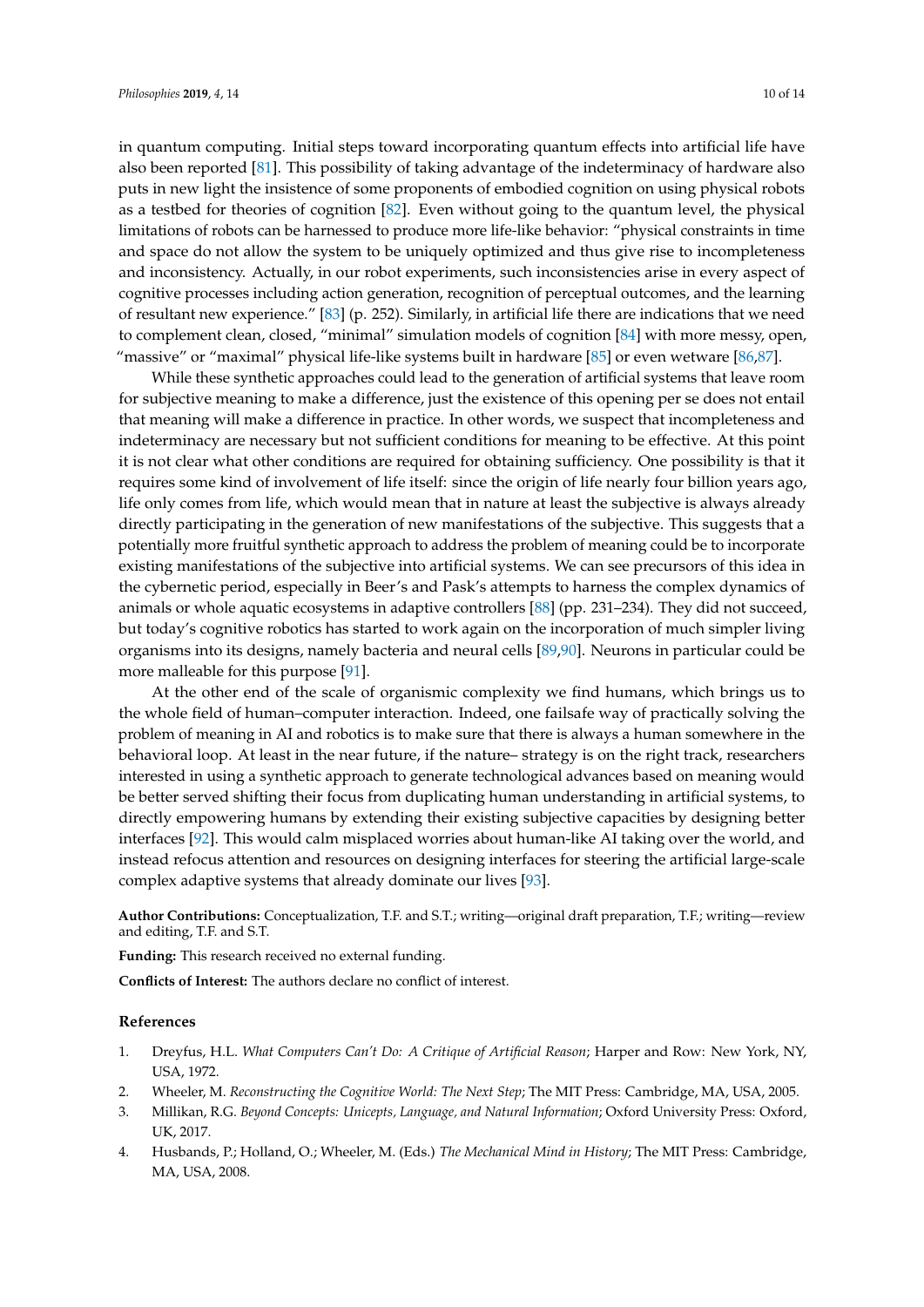in quantum computing. Initial steps toward incorporating quantum effects into artificial life have also been reported [81]. This possibility of taking advantage of the indeterminacy of hardware also puts in new light the insistence of some proponents of embodied cognition on using physical robots as a testbed for theories of cognition [82]. Even without going to the quantum level, the physical limitations of robots can be harnessed to produce more life-like behavior: "physical constraints in time and space do not allow the system to be uniquely optimized and thus give rise to incompleteness and inconsistency. Actually, in our robot experiments, such inconsistencies arise in every aspect of cognitive processes including action generation, recognition of perceptual outcomes, and the learning of resultant new experience." [83] (p. 252). Similarly, in artificial life there are indications that we need to complement clean, closed, "minimal" simulation models of cognition [84] with more messy, open, "massive" or "maximal" physical life-like systems built in hardware [85] or even wetware [86,87].

While these synthetic approaches could lead to the generation of artificial systems that leave room for subjective meaning to make a difference, just the existence of this opening per se does not entail that meaning will make a difference in practice. In other words, we suspect that incompleteness and indeterminacy are necessary but not sufficient conditions for meaning to be effective. At this point it is not clear what other conditions are required for obtaining sufficiency. One possibility is that it requires some kind of involvement of life itself: since the origin of life nearly four billion years ago, life only comes from life, which would mean that in nature at least the subjective is always already directly participating in the generation of new manifestations of the subjective. This suggests that a potentially more fruitful synthetic approach to address the problem of meaning could be to incorporate existing manifestations of the subjective into artificial systems. We can see precursors of this idea in the cybernetic period, especially in Beer's and Pask's attempts to harness the complex dynamics of animals or whole aquatic ecosystems in adaptive controllers [88] (pp. 231–234). They did not succeed, but today's cognitive robotics has started to work again on the incorporation of much simpler living organisms into its designs, namely bacteria and neural cells [89,90]. Neurons in particular could be more malleable for this purpose [91].

At the other end of the scale of organismic complexity we find humans, which brings us to the whole field of human–computer interaction. Indeed, one failsafe way of practically solving the problem of meaning in AI and robotics is to make sure that there is always a human somewhere in the behavioral loop. At least in the near future, if the nature– strategy is on the right track, researchers interested in using a synthetic approach to generate technological advances based on meaning would be better served shifting their focus from duplicating human understanding in artificial systems, to directly empowering humans by extending their existing subjective capacities by designing better interfaces [92]. This would calm misplaced worries about human-like AI taking over the world, and instead refocus attention and resources on designing interfaces for steering the artificial large-scale complex adaptive systems that already dominate our lives [93].

**Author Contributions:** Conceptualization, T.F. and S.T.; writing—original draft preparation, T.F.; writing—review and editing, T.F. and S.T.

**Funding:** This research received no external funding.

**Conflicts of Interest:** The authors declare no conflict of interest.

## References

1. Dreyfus, H.L. *What Computers Can't Do: A Critique of Artificial Reason*; Harper and Row: New York, NY, USA, 1972.
2. Wheeler, M. *Reconstructing the Cognitive World: The Next Step*; The MIT Press: Cambridge, MA, USA, 2005.
3. Millikan, R.G. *Beyond Concepts: Unicepts, Language, and Natural Information*; Oxford University Press: Oxford, UK, 2017.
4. Husbands, P.; Holland, O.; Wheeler, M. (Eds.) *The Mechanical Mind in History*; The MIT Press: Cambridge, MA, USA, 2008.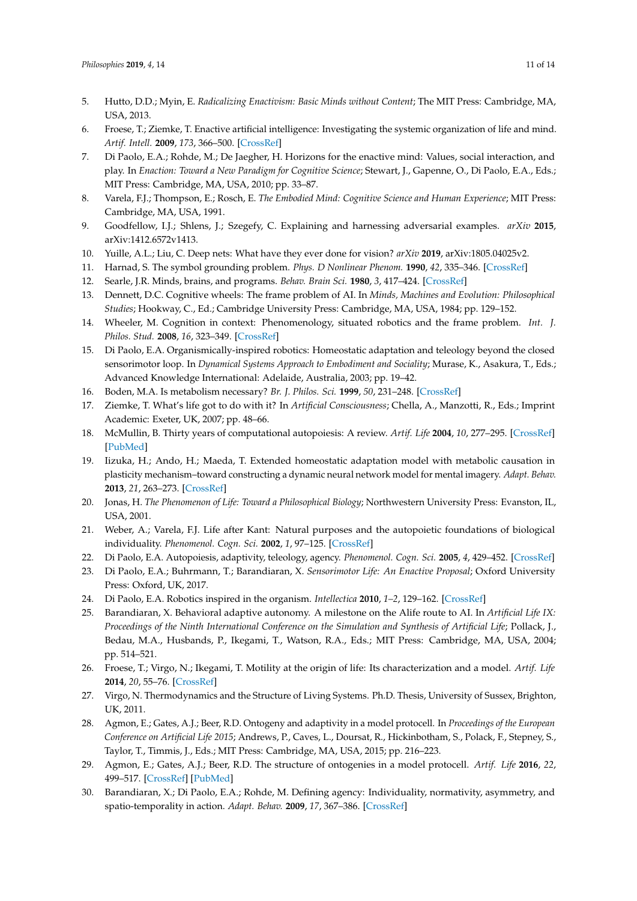5. Hutto, D.D.; Myin, E. *Radicalizing Enactivism: Basic Minds without Content*; The MIT Press: Cambridge, MA, USA, 2013.
6. Froese, T.; Ziemke, T. Enactive artificial intelligence: Investigating the systemic organization of life and mind. *Artif. Intell.* **2009**, *173*, 366–500. [CrossRef]
7. Di Paolo, E.A.; Rohde, M.; De Jaegher, H. Horizons for the enactive mind: Values, social interaction, and play. In *Enaction: Toward a New Paradigm for Cognitive Science*; Stewart, J., Gapenne, O., Di Paolo, E.A., Eds.; MIT Press: Cambridge, MA, USA, 2010; pp. 33–87.
8. Varela, F.J.; Thompson, E.; Rosch, E. *The Embodied Mind: Cognitive Science and Human Experience*; MIT Press: Cambridge, MA, USA, 1991.
9. Goodfellow, I.J.; Shlens, J.; Szegefy, C. Explaining and harnessing adversarial examples. *arXiv* **2015**, arXiv:1412.6572v1413.
10. Yuille, A.L.; Liu, C. Deep nets: What have they ever done for vision? *arXiv* **2019**, arXiv:1805.04025v2.
11. Harnad, S. The symbol grounding problem. *Phys. D Nonlinear Phenom.* **1990**, *42*, 335–346. [CrossRef]
12. Searle, J.R. Minds, brains, and programs. *Behav. Brain Sci.* **1980**, *3*, 417–424. [CrossRef]
13. Dennett, D.C. Cognitive wheels: The frame problem of AI. In *Minds, Machines and Evolution: Philosophical Studies*; Hookway, C., Ed.; Cambridge University Press: Cambridge, MA, USA, 1984; pp. 129–152.
14. Wheeler, M. Cognition in context: Phenomenology, situated robotics and the frame problem. *Int. J. Philos. Stud.* **2008**, *16*, 323–349. [CrossRef]
15. Di Paolo, E.A. Organismically-inspired robotics: Homeostatic adaptation and teleology beyond the closed sensorimotor loop. In *Dynamical Systems Approach to Embodiment and Sociality*; Murase, K., Asakura, T., Eds.; Advanced Knowledge International: Adelaide, Australia, 2003; pp. 19–42.
16. Boden, M.A. Is metabolism necessary? *Br. J. Philos. Sci.* **1999**, *50*, 231–248. [CrossRef]
17. Ziemke, T. What's life got to do with it? In *Artificial Consciousness*; Chella, A., Manzotti, R., Eds.; Imprint Academic: Exeter, UK, 2007; pp. 48–66.
18. McMullin, B. Thirty years of computational autopoiesis: A review. *Artif. Life* **2004**, *10*, 277–295. [CrossRef] [PubMed]
19. Iizuka, H.; Ando, H.; Maeda, T. Extended homeostatic adaptation model with metabolic causation in plasticity mechanism–toward constructing a dynamic neural network model for mental imagery. *Adapt. Behav.* **2013**, *21*, 263–273. [CrossRef]
20. Jonas, H. *The Phenomenon of Life: Toward a Philosophical Biology*; Northwestern University Press: Evanston, IL, USA, 2001.
21. Weber, A.; Varela, F.J. Life after Kant: Natural purposes and the autopoietic foundations of biological individuality. *Phenomenol. Cogn. Sci.* **2002**, *1*, 97–125. [CrossRef]
22. Di Paolo, E.A. Autopoiesis, adaptivity, teleology, agency. *Phenomenol. Cogn. Sci.* **2005**, *4*, 429–452. [CrossRef]
23. Di Paolo, E.A.; Buhrmann, T.; Barandiaran, X. *Sensorimotor Life: An Enactive Proposal*; Oxford University Press: Oxford, UK, 2017.
24. Di Paolo, E.A. Robotics inspired in the organism. *Intellectica* **2010**, *1–2*, 129–162. [CrossRef]
25. Barandiaran, X. Behavioral adaptive autonomy. A milestone on the Alife route to AI. In *Artificial Life IX: Proceedings of the Ninth International Conference on the Simulation and Synthesis of Artificial Life*; Pollack, J., Bedau, M.A., Husbands, P., Ikegami, T., Watson, R.A., Eds.; MIT Press: Cambridge, MA, USA, 2004; pp. 514–521.
26. Froese, T.; Virgo, N.; Ikegami, T. Motility at the origin of life: Its characterization and a model. *Artif. Life* **2014**, *20*, 55–76. [CrossRef]
27. Virgo, N. Thermodynamics and the Structure of Living Systems. Ph.D. Thesis, University of Sussex, Brighton, UK, 2011.
28. Agmon, E.; Gates, A.J.; Beer, R.D. Ontogeny and adaptivity in a model protocell. In *Proceedings of the European Conference on Artificial Life 2015*; Andrews, P., Caves, L., Doursat, R., Hickinbotham, S., Polack, F., Stepney, S., Taylor, T., Timmis, J., Eds.; MIT Press: Cambridge, MA, USA, 2015; pp. 216–223.
29. Agmon, E.; Gates, A.J.; Beer, R.D. The structure of ontogenies in a model protocell. *Artif. Life* **2016**, *22*, 499–517. [CrossRef] [PubMed]
30. Barandiaran, X.; Di Paolo, E.A.; Rohde, M. Defining agency: Individuality, normativity, asymmetry, and spatio-temporality in action. *Adapt. Behav.* **2009**, *17*, 367–386. [CrossRef]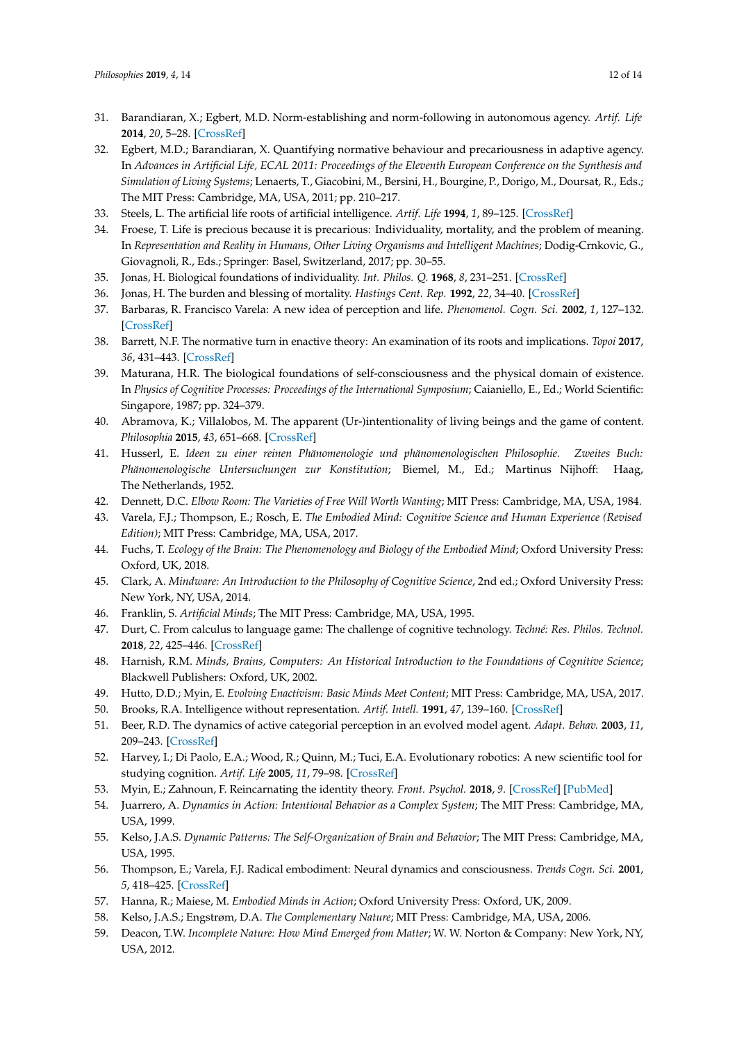31. Barandiaran, X.; Egbert, M.D. Norm-establishing and norm-following in autonomous agency. *Artif. Life* **2014**, *20*, 5–28. [CrossRef]
32. Egbert, M.D.; Barandiaran, X. Quantifying normative behaviour and precariousness in adaptive agency. In *Advances in Artificial Life, ECAL 2011: Proceedings of the Eleventh European Conference on the Synthesis and Simulation of Living Systems*; Lenaerts, T., Giacobini, M., Bersini, H., Bourgine, P., Dorigo, M., Doursat, R., Eds.; The MIT Press: Cambridge, MA, USA, 2011; pp. 210–217.
33. Steels, L. The artificial life roots of artificial intelligence. *Artif. Life* **1994**, *1*, 89–125. [CrossRef]
34. Froese, T. Life is precious because it is precarious: Individuality, mortality, and the problem of meaning. In *Representation and Reality in Humans, Other Living Organisms and Intelligent Machines*; Dodig-Crnkovic, G., Giovagnoli, R., Eds.; Springer: Basel, Switzerland, 2017; pp. 30–55.
35. Jonas, H. Biological foundations of individuality. *Int. Philos. Q.* **1968**, *8*, 231–251. [CrossRef]
36. Jonas, H. The burden and blessing of mortality. *Hastings Cent. Rep.* **1992**, *22*, 34–40. [CrossRef]
37. Barbaras, R. Francisco Varela: A new idea of perception and life. *Phenomenol. Cogn. Sci.* **2002**, *1*, 127–132. [CrossRef]
38. Barrett, N.F. The normative turn in enactive theory: An examination of its roots and implications. *Topoi* **2017**, *36*, 431–443. [CrossRef]
39. Maturana, H.R. The biological foundations of self-consciousness and the physical domain of existence. In *Physics of Cognitive Processes: Proceedings of the International Symposium*; Caianiello, E., Ed.; World Scientific: Singapore, 1987; pp. 324–379.
40. Abramova, K.; Villalobos, M. The apparent (Ur-)intentionality of living beings and the game of content. *Philosophia* **2015**, *43*, 651–668. [CrossRef]
41. Husserl, E. *Ideen zu einer reinen Phänomenologie und phänomenologischen Philosophie. Zweites Buch: Phänomenologische Untersuchungen zur Konstitution*; Biemel, M., Ed.; Martinus Nijhoff: Haag, The Netherlands, 1952.
42. Dennett, D.C. *Elbow Room: The Varieties of Free Will Worth Wanting*; MIT Press: Cambridge, MA, USA, 1984.
43. Varela, F.J.; Thompson, E.; Rosch, E. *The Embodied Mind: Cognitive Science and Human Experience (Revised Edition)*; MIT Press: Cambridge, MA, USA, 2017.
44. Fuchs, T. *Ecology of the Brain: The Phenomenology and Biology of the Embodied Mind*; Oxford University Press: Oxford, UK, 2018.
45. Clark, A. *Mindware: An Introduction to the Philosophy of Cognitive Science*, 2nd ed.; Oxford University Press: New York, NY, USA, 2014.
46. Franklin, S. *Artificial Minds*; The MIT Press: Cambridge, MA, USA, 1995.
47. Durt, C. From calculus to language game: The challenge of cognitive technology. *Techné: Res. Philos. Technol.* **2018**, *22*, 425–446. [CrossRef]
48. Harnish, R.M. *Minds, Brains, Computers: An Historical Introduction to the Foundations of Cognitive Science*; Blackwell Publishers: Oxford, UK, 2002.
49. Hutto, D.D.; Myin, E. *Evolving Enactivism: Basic Minds Meet Content*; MIT Press: Cambridge, MA, USA, 2017.
50. Brooks, R.A. Intelligence without representation. *Artif. Intell.* **1991**, *47*, 139–160. [CrossRef]
51. Beer, R.D. The dynamics of active categorial perception in an evolved model agent. *Adapt. Behav.* **2003**, *11*, 209–243. [CrossRef]
52. Harvey, I.; Di Paolo, E.A.; Wood, R.; Quinn, M.; Tuci, E.A. Evolutionary robotics: A new scientific tool for studying cognition. *Artif. Life* **2005**, *11*, 79–98. [CrossRef]
53. Myin, E.; Zahnoun, F. Reincarnating the identity theory. *Front. Psychol.* **2018**, *9*. [CrossRef] [PubMed]
54. Juarrero, A. *Dynamics in Action: Intentional Behavior as a Complex System*; The MIT Press: Cambridge, MA, USA, 1999.
55. Kelso, J.A.S. *Dynamic Patterns: The Self-Organization of Brain and Behavior*; The MIT Press: Cambridge, MA, USA, 1995.
56. Thompson, E.; Varela, F.J. Radical embodiment: Neural dynamics and consciousness. *Trends Cogn. Sci.* **2001**, *5*, 418–425. [CrossRef]
57. Hanna, R.; Maiese, M. *Embodied Minds in Action*; Oxford University Press: Oxford, UK, 2009.
58. Kelso, J.A.S.; Engstrøm, D.A. *The Complementary Nature*; MIT Press: Cambridge, MA, USA, 2006.
59. Deacon, T.W. *Incomplete Nature: How Mind Emerged from Matter*; W. W. Norton & Company: New York, NY, USA, 2012.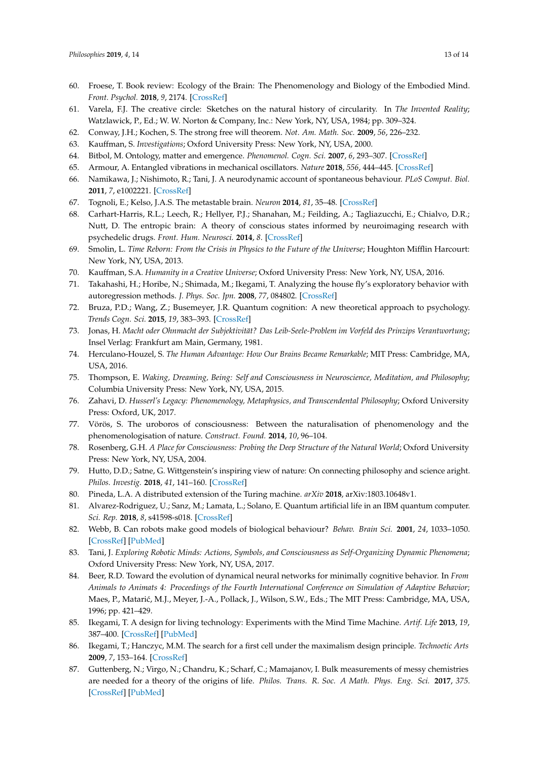60. Froese, T. Book review: Ecology of the Brain: The Phenomenology and Biology of the Embodied Mind. *Front. Psychol.* **2018**, *9*, 2174. [CrossRef]
61. Varela, F.J. The creative circle: Sketches on the natural history of circularity. In *The Invented Reality*; Watzlawick, P., Ed.; W. W. Norton & Company, Inc.: New York, NY, USA, 1984; pp. 309–324.
62. Conway, J.H.; Kochen, S. The strong free will theorem. *Not. Am. Math. Soc.* **2009**, *56*, 226–232.
63. Kauffman, S. *Investigations*; Oxford University Press: New York, NY, USA, 2000.
64. Bitbol, M. Ontology, matter and emergence. *Phenomenol. Cogn. Sci.* **2007**, *6*, 293–307. [CrossRef]
65. Armour, A. Entangled vibrations in mechanical oscillators. *Nature* **2018**, *556*, 444–445. [CrossRef]
66. Namikawa, J.; Nishimoto, R.; Tani, J. A neurodynamic account of spontaneous behaviour. *PLoS Comput. Biol.* **2011**, *7*, e1002221. [CrossRef]
67. Tognoli, E.; Kelso, J.A.S. The metastable brain. *Neuron* **2014**, *81*, 35–48. [CrossRef]
68. Carhart-Harris, R.L.; Leech, R.; Hellyer, P.J.; Shanahan, M.; Feilding, A.; Tagliazucchi, E.; Chialvo, D.R.; Nutt, D. The entropic brain: A theory of conscious states informed by neuroimaging research with psychedelic drugs. *Front. Hum. Neurosci.* **2014**, *8*. [CrossRef]
69. Smolin, L. *Time Reborn: From the Crisis in Physics to the Future of the Universe*; Houghton Mifflin Harcourt: New York, NY, USA, 2013.
70. Kauffman, S.A. *Humanity in a Creative Universe*; Oxford University Press: New York, NY, USA, 2016.
71. Takahashi, H.; Horibe, N.; Shimada, M.; Ikegami, T. Analyzing the house fly's exploratory behavior with autoregression methods. *J. Phys. Soc. Jpn.* **2008**, *77*, 084802. [CrossRef]
72. Bruza, P.D.; Wang, Z.; Busemeyer, J.R. Quantum cognition: A new theoretical approach to psychology. *Trends Cogn. Sci.* **2015**, *19*, 383–393. [CrossRef]
73. Jonas, H. *Macht oder Ohnmacht der Subjektivität? Das Leib-Seele-Problem im Vorfeld des Prinzips Verantwortung*; Insel Verlag: Frankfurt am Main, Germany, 1981.
74. Herculano-Houzel, S. *The Human Advantage: How Our Brains Became Remarkable*; MIT Press: Cambridge, MA, USA, 2016.
75. Thompson, E. *Waking, Dreaming, Being: Self and Consciousness in Neuroscience, Meditation, and Philosophy*; Columbia University Press: New York, NY, USA, 2015.
76. Zahavi, D. *Husserl's Legacy: Phenomenology, Metaphysics, and Transcendental Philosophy*; Oxford University Press: Oxford, UK, 2017.
77. Vörös, S. The uroboros of consciousness: Between the naturalisation of phenomenology and the phenomenologisation of nature. *Construct. Found.* **2014**, *10*, 96–104.
78. Rosenberg, G.H. *A Place for Consciousness: Probing the Deep Structure of the Natural World*; Oxford University Press: New York, NY, USA, 2004.
79. Hutto, D.D.; Satne, G. Wittgenstein's inspiring view of nature: On connecting philosophy and science aright. *Philos. Investig.* **2018**, *41*, 141–160. [CrossRef]
80. Pineda, L.A. A distributed extension of the Turing machine. *arXiv* **2018**, arXiv:1803.10648v1.
81. Alvarez-Rodriguez, U.; Sanz, M.; Lamata, L.; Solano, E. Quantum artificial life in an IBM quantum computer. *Sci. Rep.* **2018**, *8*, s41598-s018. [CrossRef]
82. Webb, B. Can robots make good models of biological behaviour? *Behav. Brain Sci.* **2001**, *24*, 1033–1050. [CrossRef] [PubMed]
83. Tani, J. *Exploring Robotic Minds: Actions, Symbols, and Consciousness as Self-Organizing Dynamic Phenomena*; Oxford University Press: New York, NY, USA, 2017.
84. Beer, R.D. Toward the evolution of dynamical neural networks for minimally cognitive behavior. In *From Animals to Animats 4: Proceedings of the Fourth International Conference on Simulation of Adaptive Behavior*; Maes, P., Matarić, M.J., Meyer, J.-A., Pollack, J., Wilson, S.W., Eds.; The MIT Press: Cambridge, MA, USA, 1996; pp. 421–429.
85. Ikegami, T. A design for living technology: Experiments with the Mind Time Machine. *Artif. Life* **2013**, *19*, 387–400. [CrossRef] [PubMed]
86. Ikegami, T.; Hanczyc, M.M. The search for a first cell under the maximalism design principle. *Technoetic Arts* **2009**, *7*, 153–164. [CrossRef]
87. Guttenberg, N.; Virgo, N.; Chandru, K.; Scharf, C.; Mamajanov, I. Bulk measurements of messy chemistries are needed for a theory of the origins of life. *Philos. Trans. R. Soc. A Math. Phys. Eng. Sci.* **2017**, *375*. [CrossRef] [PubMed]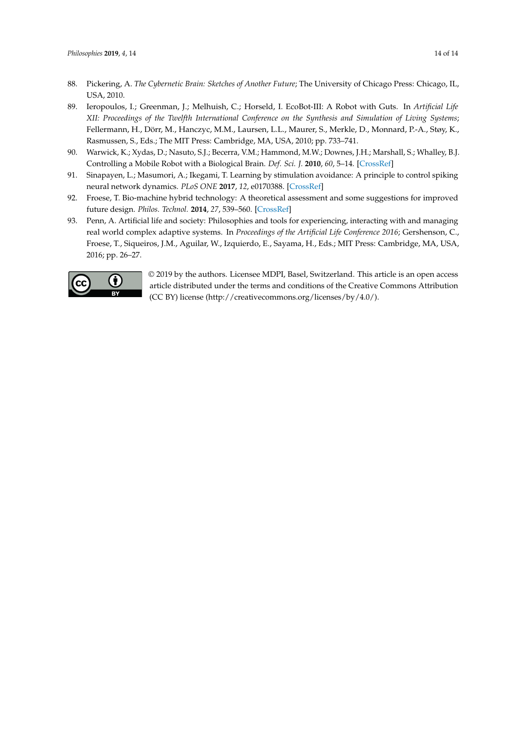88. Pickering, A. *The Cybernetic Brain: Sketches of Another Future*; The University of Chicago Press: Chicago, IL, USA, 2010.
89. Ieropoulos, I.; Greenman, J.; Melhuish, C.; Horseld, I. EcoBot-III: A Robot with Guts. In *Artificial Life XII: Proceedings of the Twelfth International Conference on the Synthesis and Simulation of Living Systems*; Fellermann, H., Dörr, M., Hanczyc, M.M., Laursen, L.L., Maurer, S., Merkle, D., Monnard, P.-A., Støy, K., Rasmussen, S., Eds.; The MIT Press: Cambridge, MA, USA, 2010; pp. 733–741.
90. Warwick, K.; Xydas, D.; Nasuto, S.J.; Becerra, V.M.; Hammond, M.W.; Downes, J.H.; Marshall, S.; Whalley, B.J. Controlling a Mobile Robot with a Biological Brain. *Def. Sci. J.* **2010**, *60*, 5–14. [CrossRef]
91. Sinapayen, L.; Masumori, A.; Ikegami, T. Learning by stimulation avoidance: A principle to control spiking neural network dynamics. *PLoS ONE* **2017**, *12*, e0170388. [CrossRef]
92. Froese, T. Bio-machine hybrid technology: A theoretical assessment and some suggestions for improved future design. *Philos. Technol.* **2014**, *27*, 539–560. [CrossRef]
93. Penn, A. Artificial life and society: Philosophies and tools for experiencing, interacting with and managing real world complex adaptive systems. In *Proceedings of the Artificial Life Conference 2016*; Gershenson, C., Froese, T., Siqueiros, J.M., Aguilar, W., Izquierdo, E., Sayama, H., Eds.; MIT Press: Cambridge, MA, USA, 2016; pp. 26–27.

© 2019 by the authors. Licensee MDPI, Basel, Switzerland. This article is an open access article distributed under the terms and conditions of the Creative Commons Attribution (CC BY) license (http://creativecommons.org/licenses/by/4.0/).